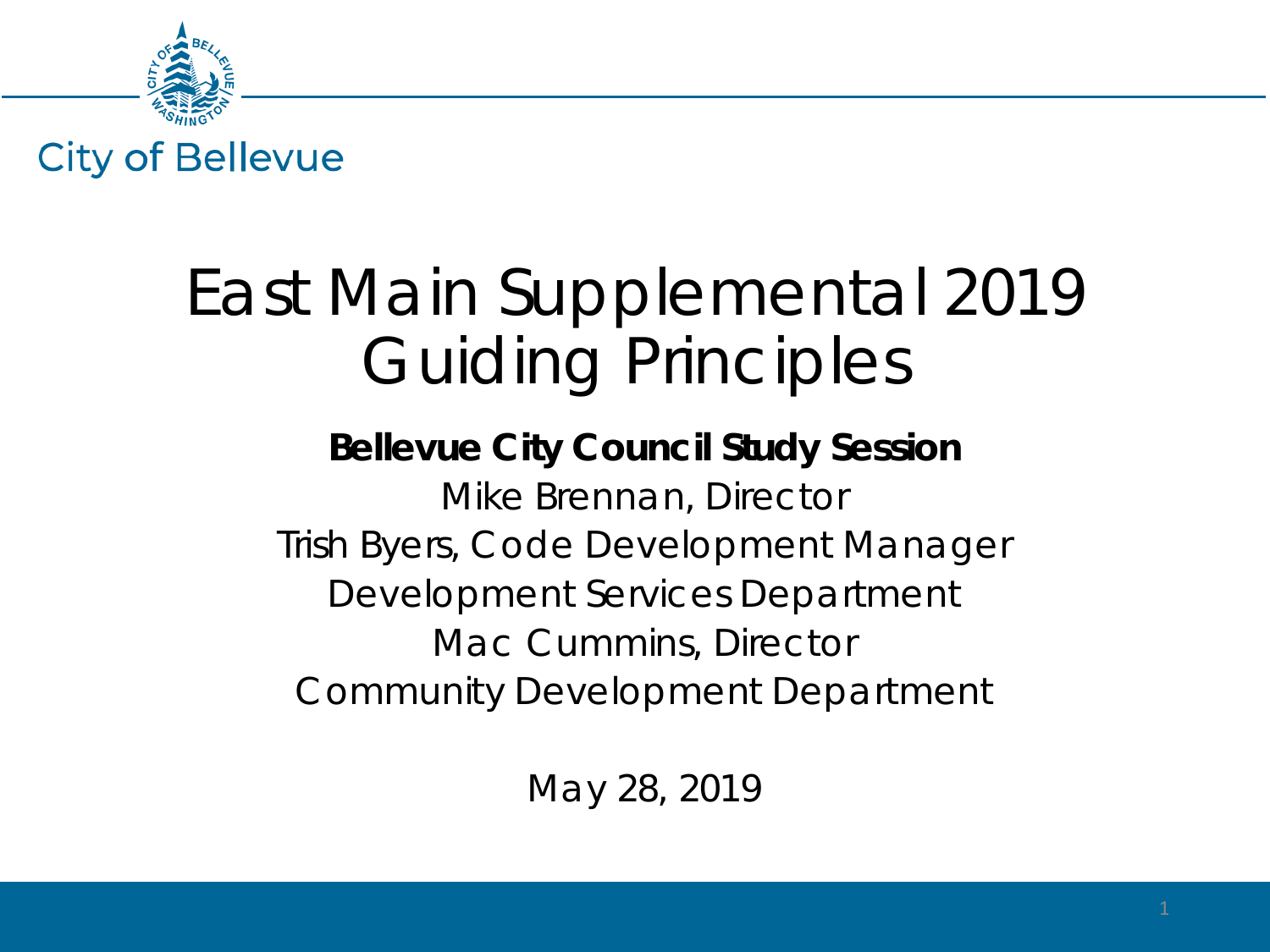City of Bellevue

# East Main Supplemental 2019 Guiding Principles

**Bellevue City Council Study Session**

Mike Brennan, Director

Trish Byers, Code Development Manager

Development Services Department

Mac Cummins, Director

Community Development Department

May 28, 2019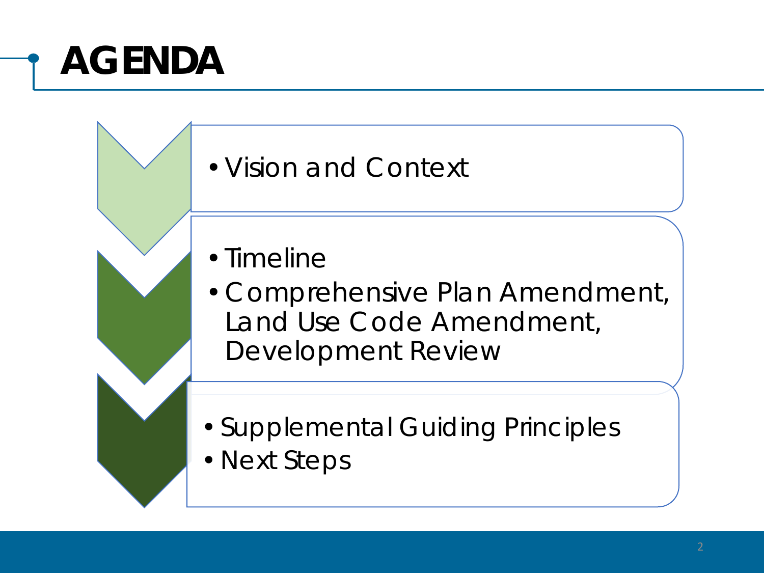# AGENDA

- Vision and Context

- Timeline
- Comprehensive Plan Amendment, Land Use Code Amendment, Development Review

- Supplemental Guiding Principles
- Next Steps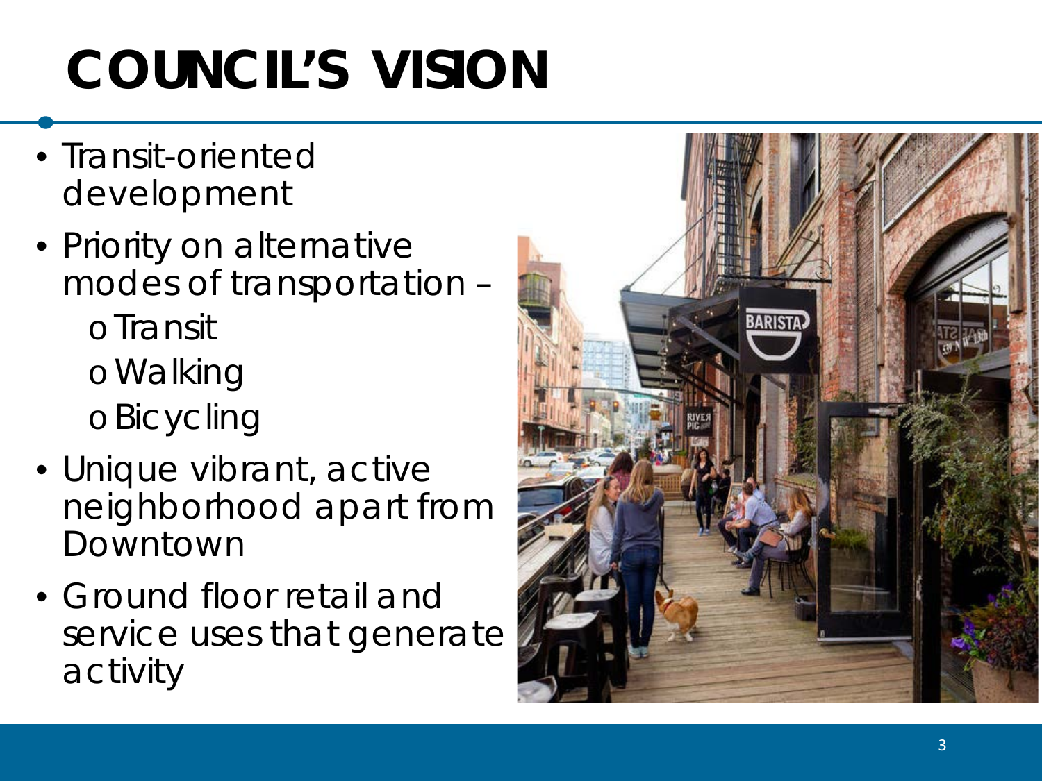# COUNCIL'S VISION

- Transit-oriented development
- Priority on alternative modes of transportation –
  - Transit
  - Walking
  - Bicycling
- Unique vibrant, active neighborhood apart from Downtown
- Ground floor retail and service uses that generate activity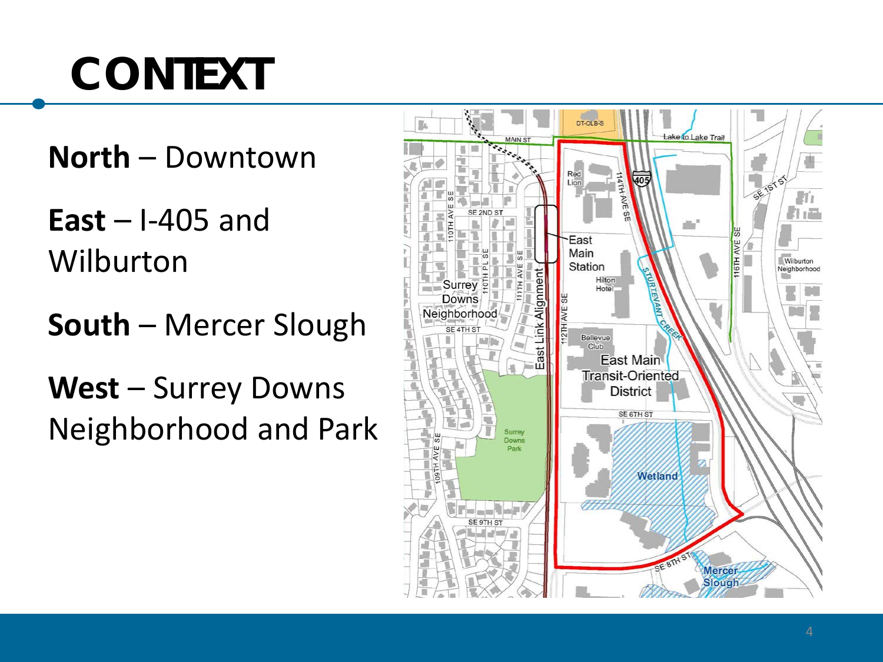# CONTEXT

**North** – Downtown

**East** – I-405 and Wilburton

**South** – Mercer Slough

**West** – Surrey Downs Neighborhood and Park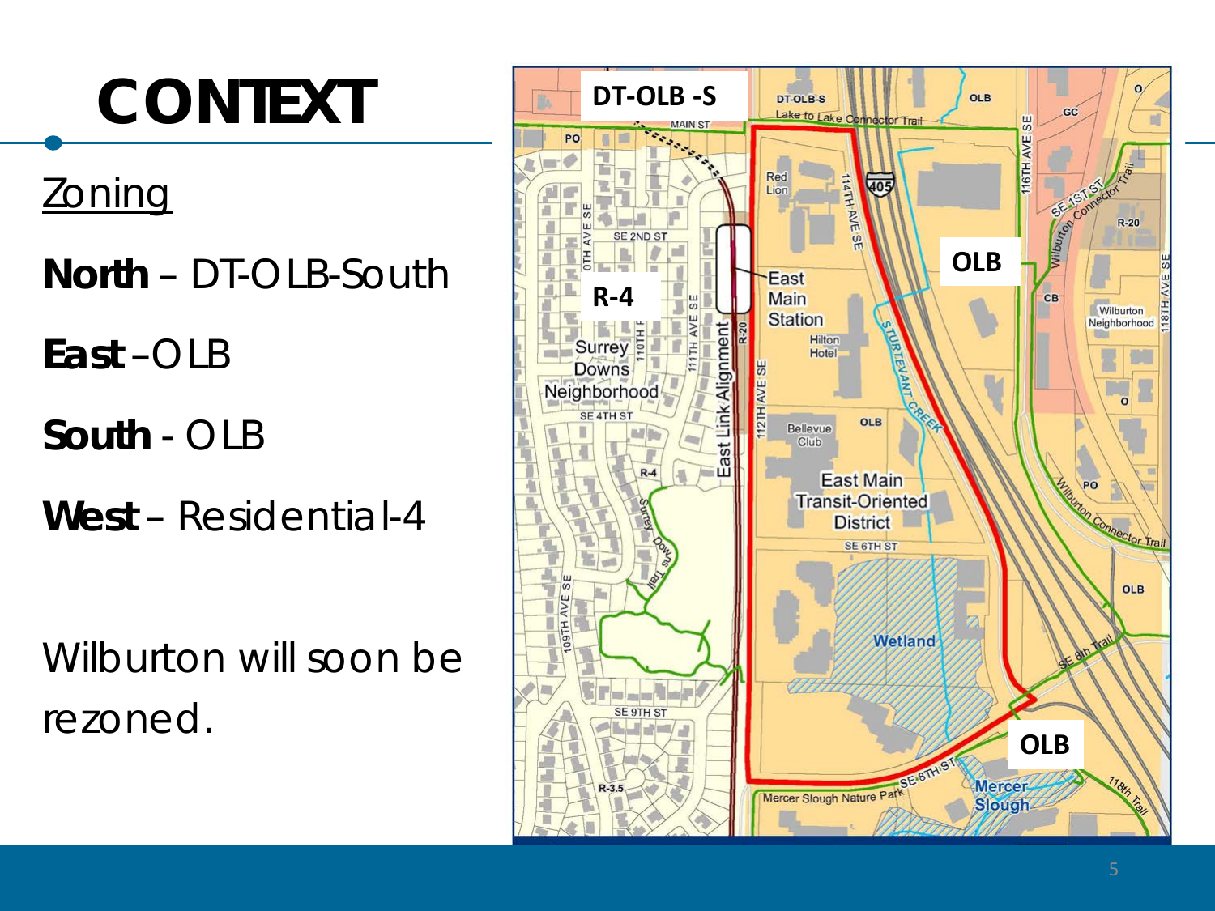# CONTEXT

Zoning

**North** – DT-OLB-South

**East** – OLB

**South** - OLB

**West** – Residential-4

Wilburton will soon be rezoned.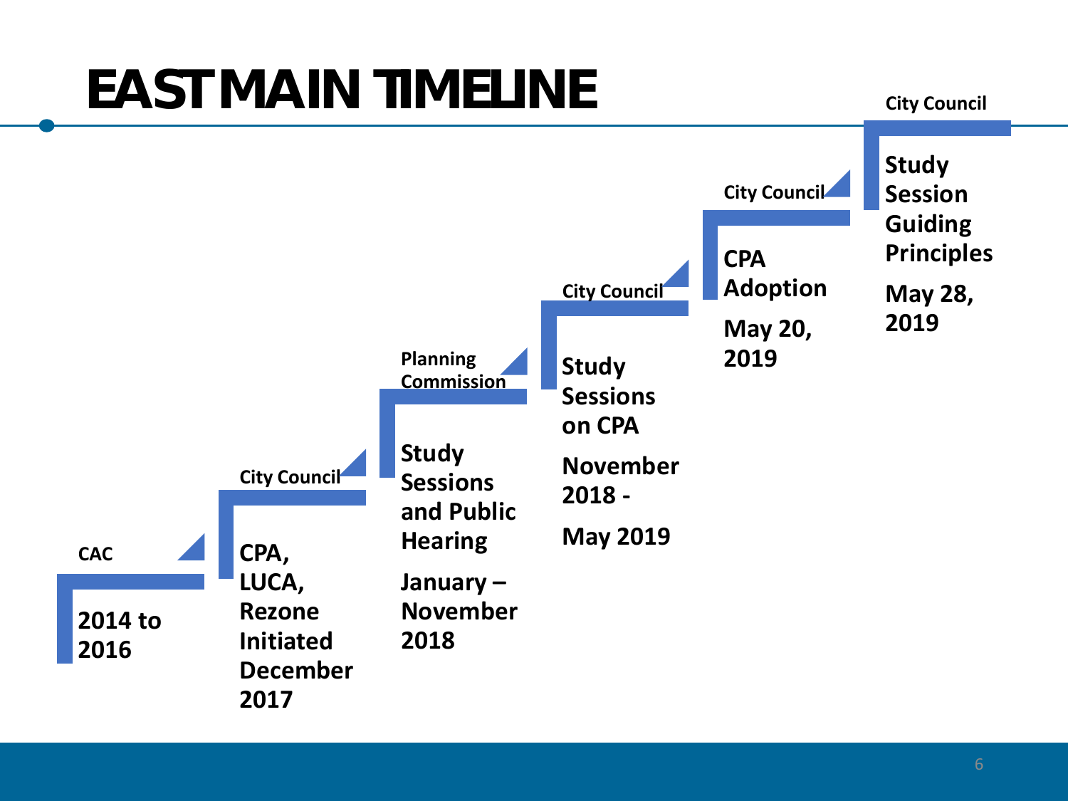# EAST MAIN TIMELINE

**CAC**

**2014 to 2016**

**City Council**

**CPA, LUCA, Rezone Initiated December 2017**

**Planning Commission**

**Study Sessions and Public Hearing**

**January – November 2018**

**City Council**

**Study Sessions on CPA**

**November 2018 -**

**May 2019**

**City Council**

**CPA Adoption**

**May 20, 2019**

**City Council**

**Study Session Guiding Principles**

**May 28, 2019**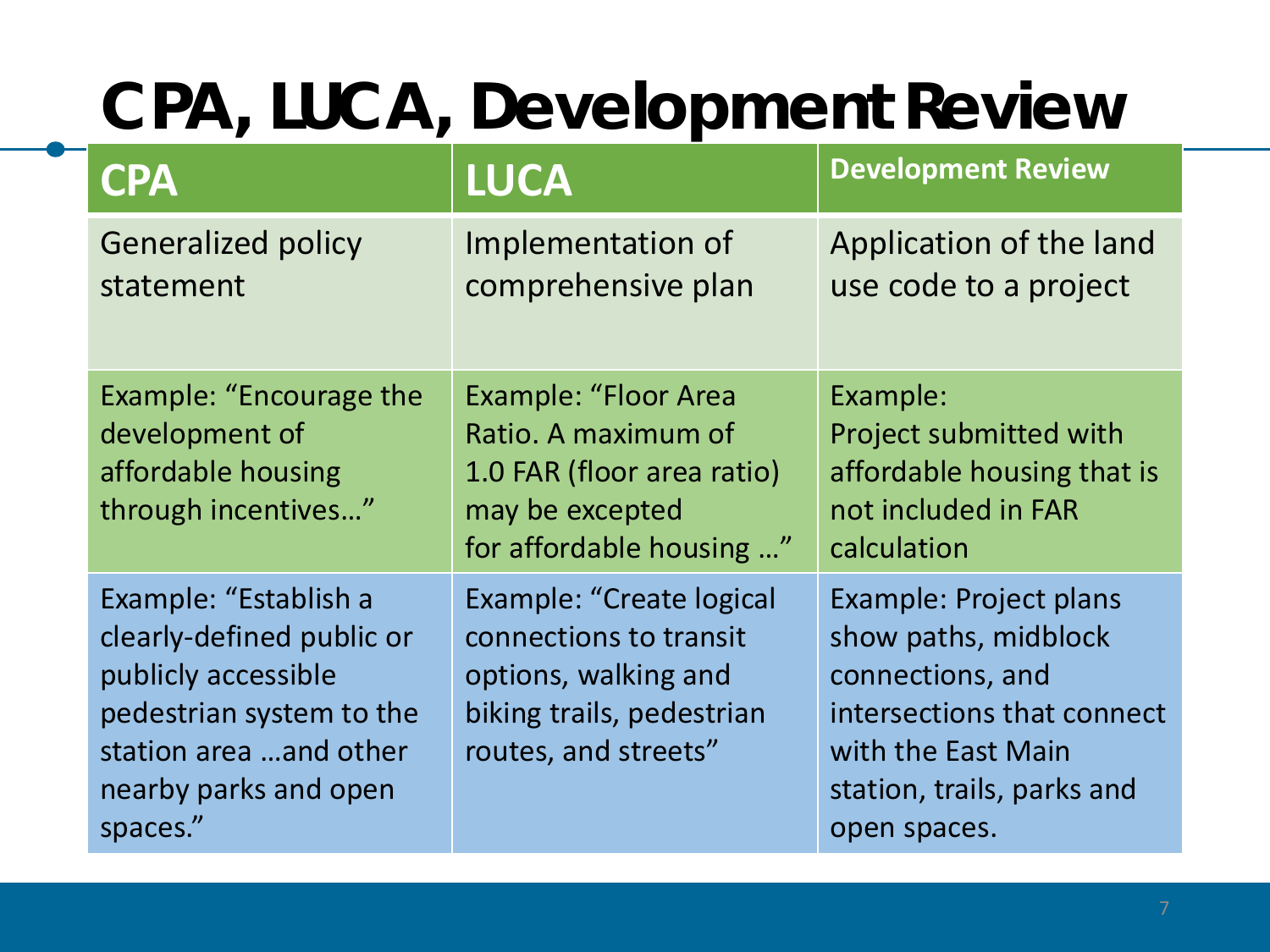# CPA, LUCA, Development Review

| CPA | LUCA | Development Review |
|---|---|---|
| Generalized policy statement | Implementation of comprehensive plan | Application of the land use code to a project |
| Example: "Encourage the development of affordable housing through incentives…" | Example: "Floor Area Ratio. A maximum of 1.0 FAR (floor area ratio) may be excepted for affordable housing …" | Example: Project submitted with affordable housing that is not included in FAR calculation |
| Example: "Establish a clearly-defined public or publicly accessible pedestrian system to the station area …and other nearby parks and open spaces." | Example: "Create logical connections to transit options, walking and biking trails, pedestrian routes, and streets" | Example: Project plans show paths, midblock connections, and intersections that connect with the East Main station, trails, parks and open spaces. |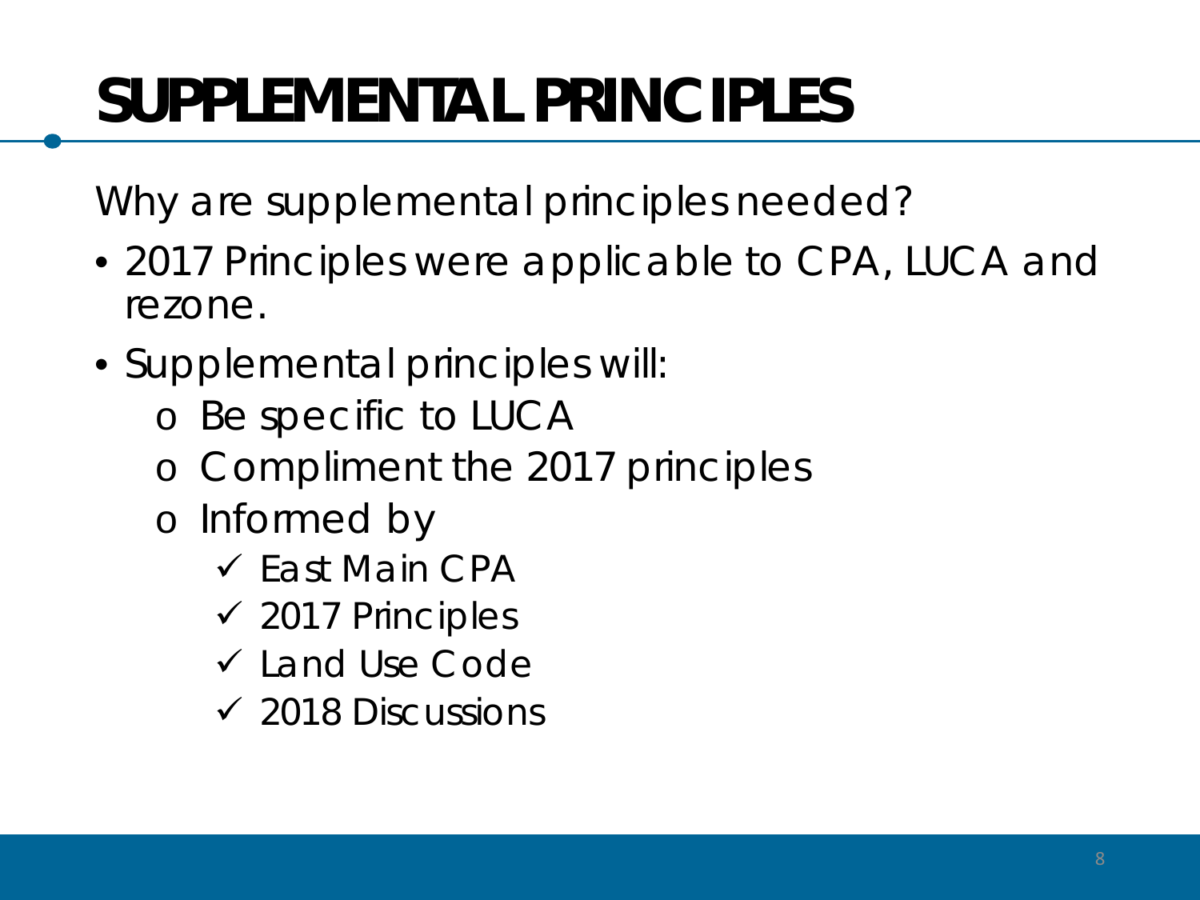# SUPPLEMENTAL PRINCIPLES

Why are supplemental principles needed?

- 2017 Principles were applicable to CPA, LUCA and rezone.
- Supplemental principles will:
  - Be specific to LUCA
  - Compliment the 2017 principles
  - Informed by
    - ✓ East Main CPA
    - ✓ 2017 Principles
    - ✓ Land Use Code
    - ✓ 2018 Discussions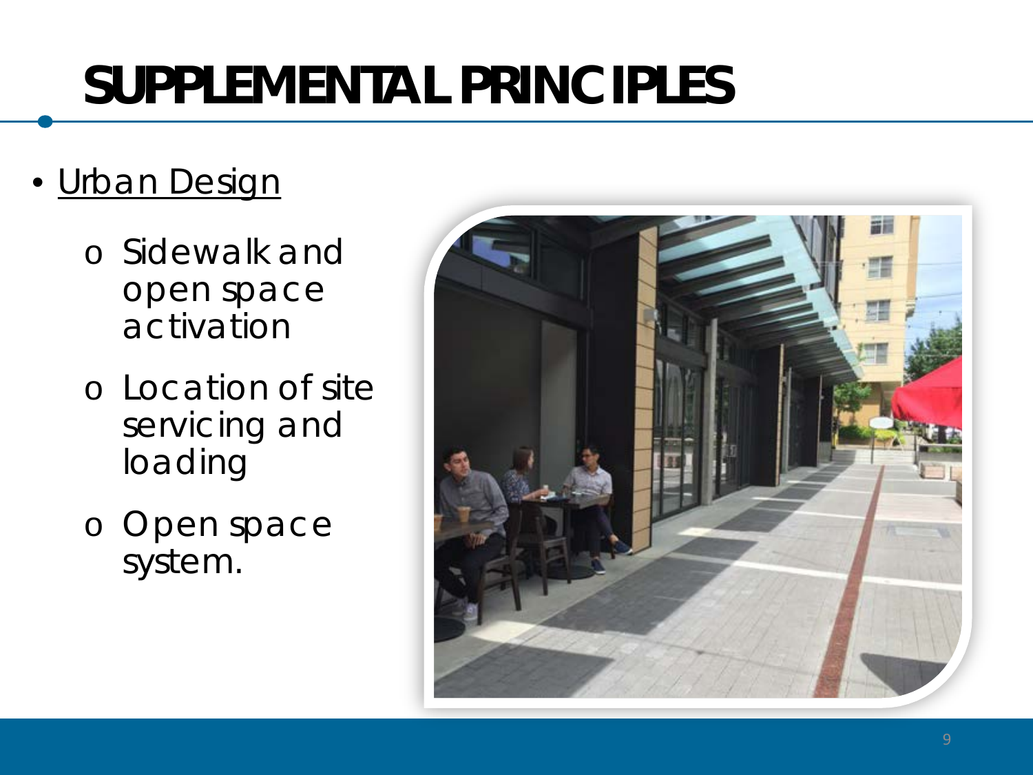# SUPPLEMENTAL PRINCIPLES

- Urban Design
  - Sidewalk and open space activation
  - Location of site servicing and loading
  - Open space system.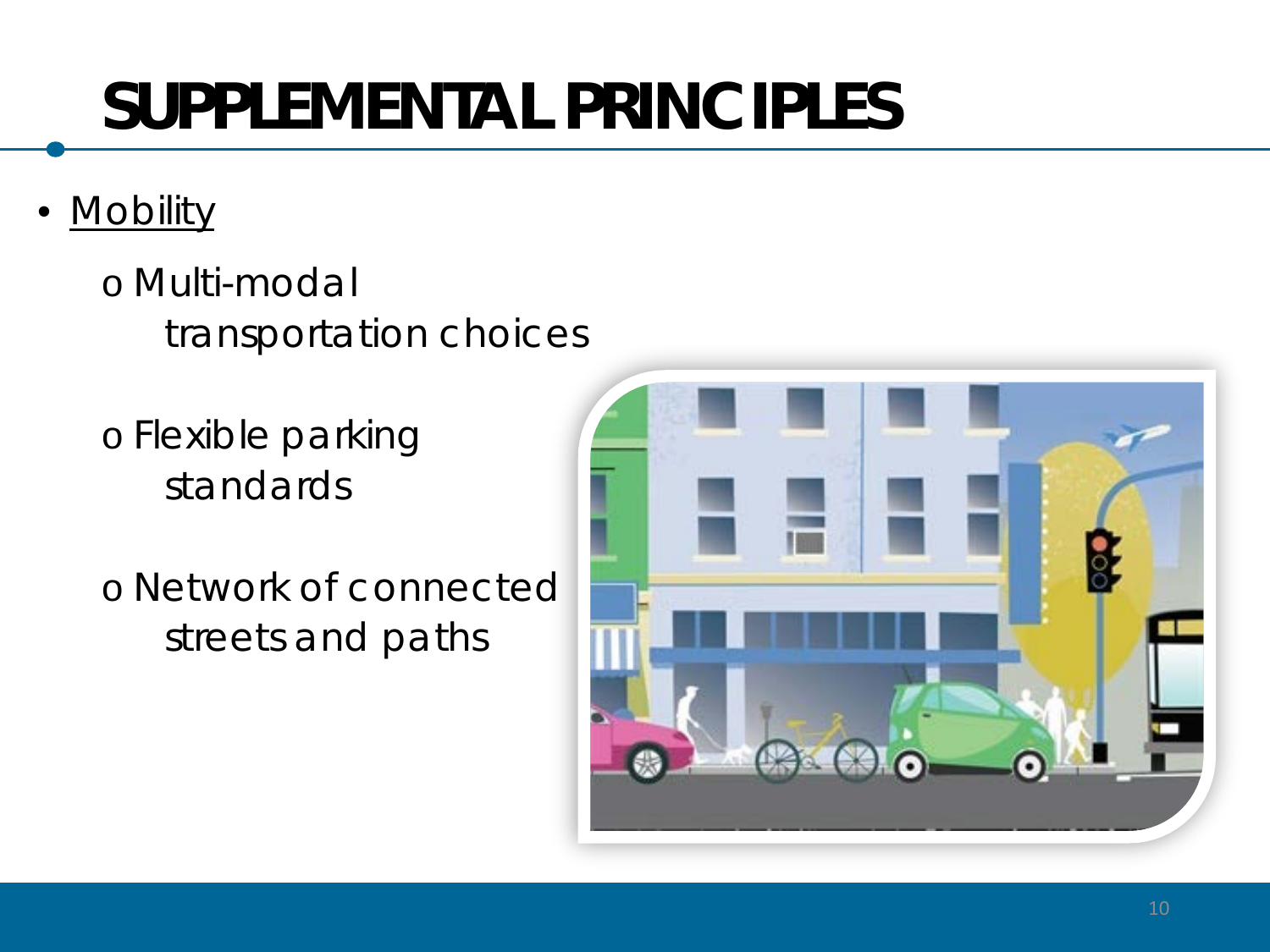# SUPPLEMENTAL PRINCIPLES

- Mobility
  - Multi-modal transportation choices
  - Flexible parking standards
  - Network of connected streets and paths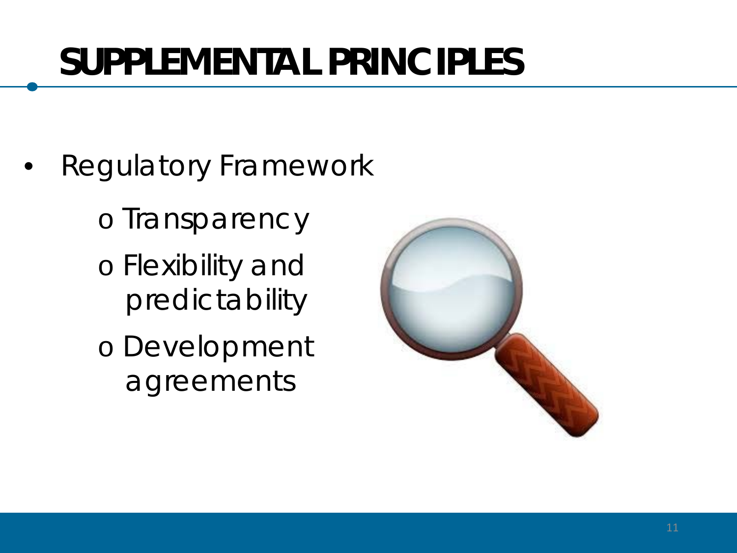# SUPPLEMENTAL PRINCIPLES

- Regulatory Framework
  - Transparency
  - Flexibility and predictability
  - Development agreements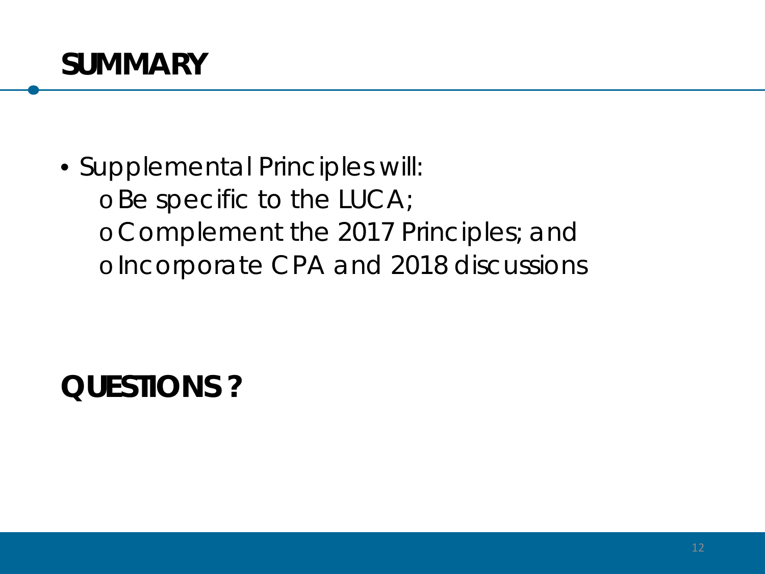# SUMMARY

- Supplemental Principles will:
  - Be specific to the LUCA;
  - Complement the 2017 Principles; and
  - Incorporate CPA and 2018 discussions

# QUESTIONS ?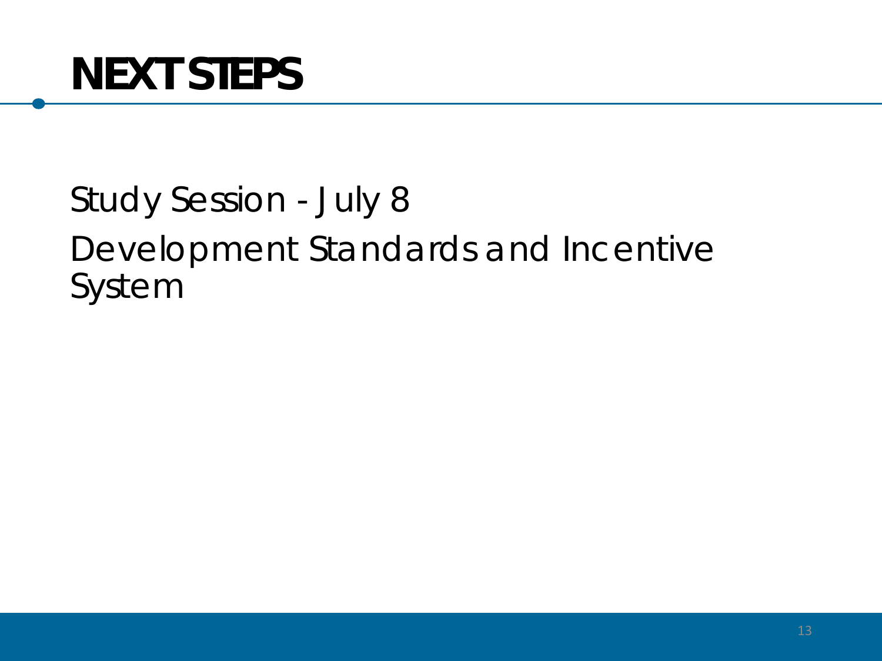# NEXT STEPS

Study Session - July 8

Development Standards and Incentive System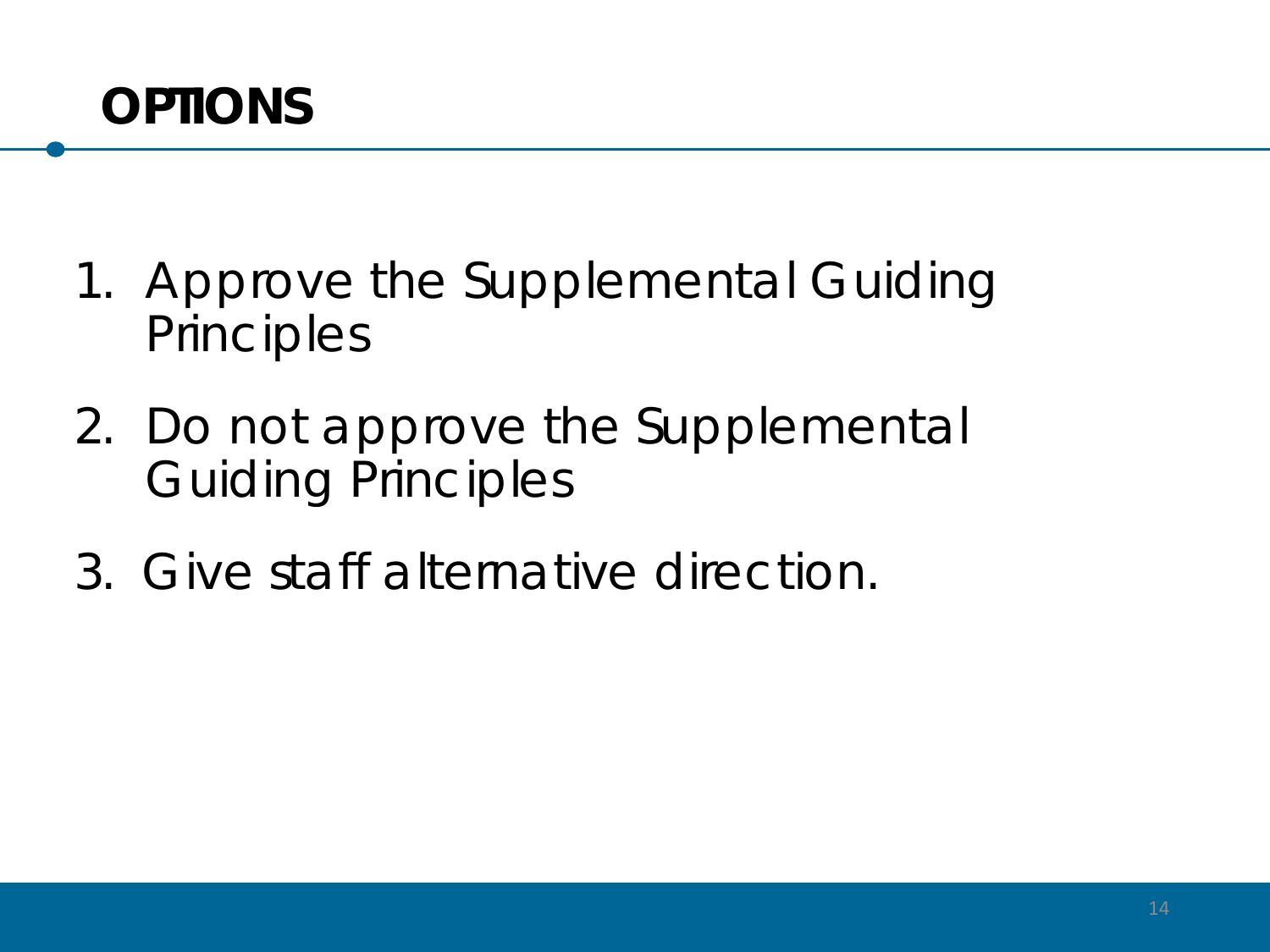# OPTIONS

1. Approve the Supplemental Guiding Principles
2. Do not approve the Supplemental Guiding Principles
3. Give staff alternative direction.